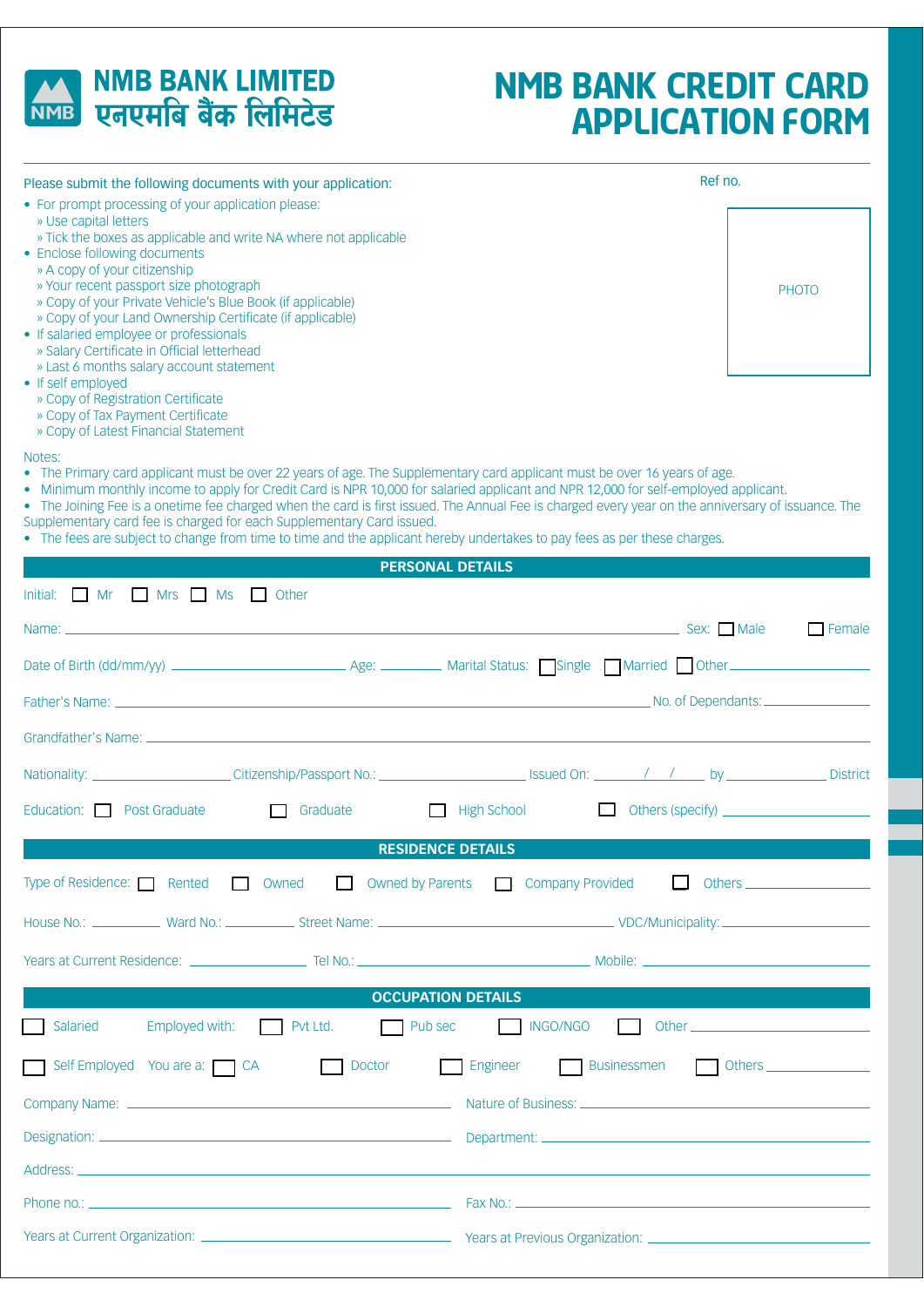# NMB BANK LIMITED
# एनएमबि बैंक लिमिटेड

# NMB BANK CREDIT CARD APPLICATION FORM

Ref no.

PHOTO

Please submit the following documents with your application:

- For prompt processing of your application please:
  - » Use capital letters
  - » Tick the boxes as applicable and write NA where not applicable
- Enclose following documents
  - » A copy of your citizenship
  - » Your recent passport size photograph
  - » Copy of your Private Vehicle's Blue Book (if applicable)
  - » Copy of your Land Ownership Certificate (if applicable)
- If salaried employee or professionals
  - » Salary Certificate in Official letterhead
  - » Last 6 months salary account statement
- If self employed
  - » Copy of Registration Certificate
  - » Copy of Tax Payment Certificate
  - » Copy of Latest Financial Statement

Notes:

- The Primary card applicant must be over 22 years of age. The Supplementary card applicant must be over 16 years of age.
- Minimum monthly income to apply for Credit Card is NPR 10,000 for salaried applicant and NPR 12,000 for self-employed applicant.
- The Joining Fee is a onetime fee charged when the card is first issued. The Annual Fee is charged every year on the anniversary of issuance. The Supplementary card fee is charged for each Supplementary Card issued.
- The fees are subject to change from time to time and the applicant hereby undertakes to pay fees as per these charges.

## PERSONAL DETAILS

Initial: ☐ Mr ☐ Mrs ☐ Ms ☐ Other

Name: ______________________ Sex: ☐ Male ☐ Female

Date of Birth (dd/mm/yy) ____________ Age: ________ Marital Status: ☐ Single ☐ Married ☐ Other ________

Father's Name: ______________________ No. of Dependants: ________

Grandfather's Name: ______________________

Nationality: ____________ Citizenship/Passport No.: ____________ Issued On: ___/___/___ by ____________ District

Education: ☐ Post Graduate ☐ Graduate ☐ High School ☐ Others (specify) ____________

## RESIDENCE DETAILS

Type of Residence: ☐ Rented ☐ Owned ☐ Owned by Parents ☐ Company Provided ☐ Others ____________

House No.: ________ Ward No.: ________ Street Name: ____________ VDC/Municipality: ____________

Years at Current Residence: ____________ Tel No.: ____________ Mobile: ____________

## OCCUPATION DETAILS

☐ Salaried Employed with: ☐ Pvt Ltd. ☐ Pub sec ☐ INGO/NGO ☐ Other ____________

☐ Self Employed You are a: ☐ CA ☐ Doctor ☐ Engineer ☐ Businessmen ☐ Others ____________

Company Name: ____________ Nature of Business: ____________

Designation: ____________ Department: ____________

Address: ______________________

Phone no.: ____________ Fax No.: ____________

Years at Current Organization: ____________ Years at Previous Organization: ____________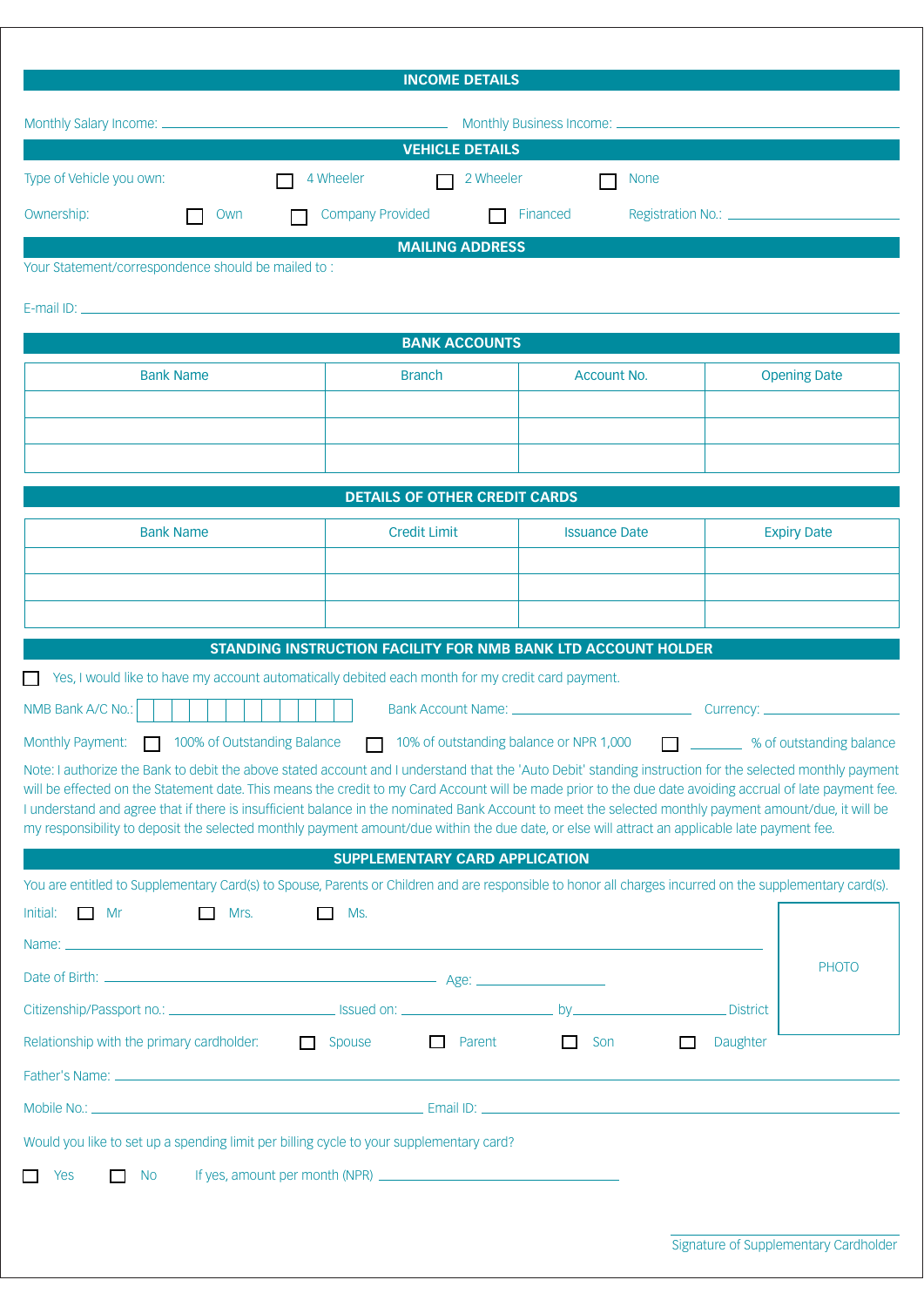## INCOME DETAILS

Monthly Salary Income: \_\_\_\_\_\_\_\_\_\_\_\_\_\_\_\_\_\_\_\_ Monthly Business Income: \_\_\_\_\_\_\_\_\_\_\_\_\_\_\_\_\_\_\_\_

## VEHICLE DETAILS

Type of Vehicle you own: ☐ 4 Wheeler ☐ 2 Wheeler ☐ None

Ownership: ☐ Own ☐ Company Provided ☐ Financed Registration No.: \_\_\_\_\_\_\_\_\_\_\_\_\_\_\_\_\_\_\_\_

## MAILING ADDRESS

Your Statement/correspondence should be mailed to :

E-mail ID: \_\_\_\_\_\_\_\_\_\_\_\_\_\_\_\_\_\_\_\_

## BANK ACCOUNTS

| Bank Name | Branch | Account No. | Opening Date |
|---|---|---|---|
| | | | |
| | | | |
| | | | |

## DETAILS OF OTHER CREDIT CARDS

| Bank Name | Credit Limit | Issuance Date | Expiry Date |
|---|---|---|---|
| | | | |
| | | | |
| | | | |

## STANDING INSTRUCTION FACILITY FOR NMB BANK LTD ACCOUNT HOLDER

☐ Yes, I would like to have my account automatically debited each month for my credit card payment.

NMB Bank A/C No.: ☐☐☐☐☐☐☐☐☐☐☐☐ Bank Account Name: \_\_\_\_\_\_\_\_\_\_\_\_\_\_\_\_\_\_\_\_ Currency: \_\_\_\_\_\_\_\_\_\_\_\_\_\_\_\_\_\_\_\_

Monthly Payment: ☐ 100% of Outstanding Balance ☐ 10% of outstanding balance or NPR 1,000 ☐ \_\_\_\_\_\_\_\_ % of outstanding balance

Note: I authorize the Bank to debit the above stated account and I understand that the 'Auto Debit' standing instruction for the selected monthly payment will be effected on the Statement date. This means the credit to my Card Account will be made prior to the due date avoiding accrual of late payment fee. I understand and agree that if there is insufficient balance in the nominated Bank Account to meet the selected monthly payment amount/due, it will be my responsibility to deposit the selected monthly payment amount/due within the due date, or else will attract an applicable late payment fee.

## SUPPLEMENTARY CARD APPLICATION

You are entitled to Supplementary Card(s) to Spouse, Parents or Children and are responsible to honor all charges incurred on the supplementary card(s).

Initial: ☐ Mr ☐ Mrs. ☐ Ms.

PHOTO

Name: \_\_\_\_\_\_\_\_\_\_\_\_\_\_\_\_\_\_\_\_

Date of Birth: \_\_\_\_\_\_\_\_\_\_\_\_\_\_\_\_\_\_\_\_ Age: \_\_\_\_\_\_\_\_\_\_\_\_\_\_\_\_\_\_\_\_

Citizenship/Passport no.: \_\_\_\_\_\_\_\_\_\_\_\_\_\_\_\_\_\_\_\_ Issued on: \_\_\_\_\_\_\_\_\_\_\_\_\_\_\_\_\_\_\_\_ by\_\_\_\_\_\_\_\_\_\_\_\_\_\_\_\_\_\_\_\_ District

Relationship with the primary cardholder: ☐ Spouse ☐ Parent ☐ Son ☐ Daughter

Father's Name: \_\_\_\_\_\_\_\_\_\_\_\_\_\_\_\_\_\_\_\_

Mobile No.: \_\_\_\_\_\_\_\_\_\_\_\_\_\_\_\_\_\_\_\_ Email ID: \_\_\_\_\_\_\_\_\_\_\_\_\_\_\_\_\_\_\_\_

Would you like to set up a spending limit per billing cycle to your supplementary card?

☐ Yes ☐ No If yes, amount per month (NPR) \_\_\_\_\_\_\_\_\_\_\_\_\_\_\_\_\_\_\_\_

\_\_\_\_\_\_\_\_\_\_\_\_\_\_\_\_\_\_\_\_

Signature of Supplementary Cardholder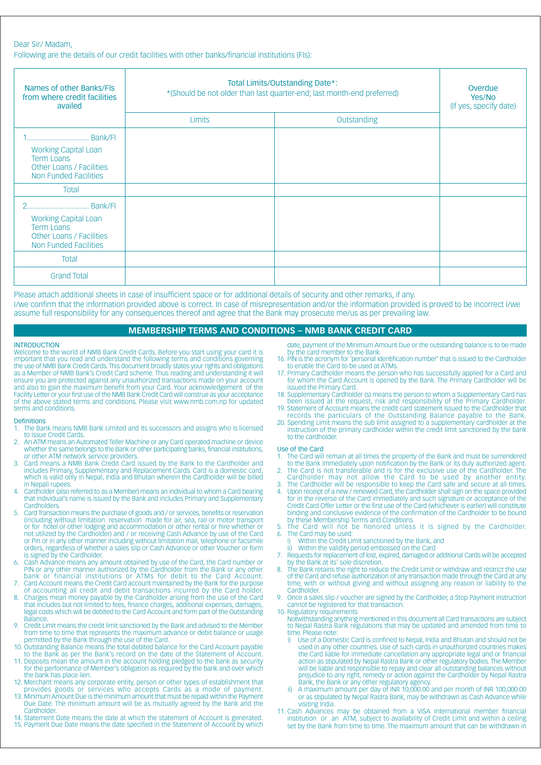Dear Sir/ Madam,

Following are the details of our credit facilities with other banks/financial institutions (FIs):

| Names of other Banks/FIs from where credit facilities availed | Total Limits/Outstanding Date*: *(Should be not older than last quarter-end; last month-end preferred) | | Overdue Yes/No (If yes, specify date) |
|---|---|---|---|
| | Limits | Outstanding | |
| 1.............................. Bank/FI<br>Working Capital Loan<br>Term Loans<br>Other Loans / Facilities<br>Non Funded Facilities | | | |
| Total | | | |
| 2.............................. Bank/FI<br>Working Capital Loan<br>Term Loans<br>Other Loans / Facilities<br>Non Funded Facilities | | | |
| Total | | | |
| Grand Total | | | |

Please attach additional sheets in case of insufficient space or for additional details of security and other remarks, if any.

I/we confirm that the information provided above is correct. In case of misrepresentation and/or the information provided is proved to be incorrect I/we assume full responsibility for any consequences thereof and agree that the Bank may prosecute me/us as per prevailing law.

## MEMBERSHIP TERMS AND CONDITIONS – NMB BANK CREDIT CARD

### INTRODUCTION

Welcome to the world of NMB Bank Credit Cards. Before you start using your card it is important that you read and understand the following terms and conditions governing the use of NMB Bank Credit Cards. This document broadly states your rights and obligations as a Member of NMB Bank's Credit Card scheme. Thus reading and understanding it will ensure you are protected against any unauthorized transactions made on your account and also to gain the maximum benefit from your Card. Your acknowledgement of the Facility Letter or your first use of the NMB Bank Credit Card will construe as your acceptance of the above stated terms and conditions. Please visit www.nmb.com.np for updated terms and conditions.

### Definitions

1. The Bank means NMB Bank Limited and its successors and assigns who is licensed to issue Credit Cards.
2. An ATM means an Automated Teller Machine or any Card operated machine or device whether the same belongs to the Bank or other participating banks, financial institutions, or other ATM network service providers.
3. Card means a NMB Bank Credit Card issued by the Bank to the Cardholder and includes Primary, Supplementary and Replacement Cards. Card is a domestic card, which is valid only in Nepal, India and Bhutan wherein the Cardholder will be billed in Nepali rupees.
4. Cardholder (also referred to as a Member) means an individual to whom a Card bearing that individual's name is issued by the Bank and includes Primary and Supplementary Cardholders.
5. Card Transaction means the purchase of goods and / or services, benefits or reservation (including without limitation reservation made for air, sea, rail or motor transport or for hotel or other lodging and accommodation or other rental or hire whether or not utilized by the Cardholder) and / or receiving Cash Advance by use of the Card or Pin or in any other manner including without limitation mail, telephone or facsimile orders, regardless of whether a sales slip or Cash Advance or other Voucher or form is signed by the Cardholder.
6. Cash Advance means any amount obtained by use of the Card, the Card number or PIN or any other manner authorized by the Cardholder from the Bank or any other bank or financial institutions or ATMs for debit to the Card Account.
7. Card Account means the Credit Card account maintained by the Bank for the purpose of accounting all credit and debit transactions incurred by the Card holder.
8. Charges mean money payable by the Cardholder arising from the use of the Card that includes but not limited to fees, finance charges, additional expenses, damages, legal costs which will be debited to the Card Account and form part of the Outstanding Balance.
9. Credit Limit means the credit limit sanctioned by the Bank and advised to the Member from time to time that represents the maximum advance or debit balance or usage permitted by the Bank through the use of the Card.
10. Outstanding Balance means the total debited balance for the Card Account payable to the Bank as per the Bank's record on the date of the Statement of Account.
11. Deposits mean the amount in the account holding pledged to the bank as security for the performance of Member's obligation as required by the bank and over which the bank has place lien.
12. Merchant means any corporate entity, person or other types of establishment that provides goods or services who accepts Cards as a mode of payment.
13. Minimum Amount Due is the minimum amount that must be repaid within the Payment Due Date. The minimum amount will be as mutually agreed by the Bank and the Cardholder.
14. Statement Date means the date at which the statement of Account is generated.
15. Payment Due Date means the date specified in the Statement of Account by which date, payment of the Minimum Amount Due or the outstanding balance is to be made by the card member to the Bank.
16. PIN is the acronym for 'personal identification number' that is issued to the Cardholder to enable the Card to be used at ATMs.
17. Primary Cardholder means the person who has successfully applied for a Card and for whom the Card Account is opened by the Bank. The Primary Cardholder will be issued the Primary Card.
18. Supplementary Cardholder (s) means the person to whom a Supplementary Card has been issued at the request, risk and responsibility of the Primary Cardholder.
19. Statement of Account means the credit card statement issued to the Cardholder that records the particulars of the Outstanding Balance payable to the Bank.
20. Spending Limit means the sub limit assigned to a supplementary cardholder at the instruction of the primary cardholder within the credit limit sanctioned by the bank to the cardholder.

### Use of the Card

1. The Card will remain at all times the property of the Bank and must be surrendered to the Bank immediately upon notification by the Bank or its duly authorized agent.
2. The Card is not transferable and is for the exclusive use of the Cardholder. The Cardholder may not allow the Card to be used by another entity.
3. The Cardholder will be responsible to keep the Card safe and secure at all times.
4. Upon receipt of a new / renewed Card, the Cardholder shall sign on the space provided for in the reverse of the Card immediately and such signature or acceptance of the Credit Card Offer Letter or the first use of the Card (whichever is earlier) will constitute binding and conclusive evidence of the confirmation of the Cardholder to be bound by these Membership Terms and Conditions.
5. The Card will not be honored unless it is signed by the Cardholder.
6. The Card may be used:
   i) Within the Credit Limit sanctioned by the Bank, and
   ii) Within the validity period embossed on the Card
7. Requests for replacement of lost, expired, damaged or additional Cards will be accepted by the Bank at its' sole discretion.
8. The Bank retains the right to reduce the Credit Limit or withdraw and restrict the use of the Card and refuse authorization of any transaction made through the Card at any time, with or without giving and without assigning any reason or liability to the Cardholder.
9. Once a sales slip / voucher are signed by the Cardholder, a Stop Payment instruction cannot be registered for that transaction.
10. Regulatory requirements
    Notwithstanding anything mentioned in this document all Card transactions are subject to Nepal Rastra Bank regulations that may be updated and amended from time to time. Please note:
    i) Use of a Domestic Card is confined to Nepal, India and Bhutan and should not be used in any other countries. Use of such cards in unauthorized countries makes the Card liable for immediate cancellation any appropriate legal and or financial action as stipulated by Nepal Rastra Bank or other regulatory bodies. The Member will be liable and responsible to repay and clear all outstanding balances without prejudice to any right, remedy or action against the Cardholder by Nepal Rastra Bank, the Bank or any other regulatory agency.
    ii) A maximum amount per day of INR 10,000.00 and per month of INR 100,000.00 or as stipulated by Nepal Rastra Bank, may be withdrawn as Cash Advance while visiting India.
11. Cash Advances may be obtained from a VISA International member financial institution or an ATM, subject to availability of Credit Limit and within a ceiling set by the Bank from time to time. The maximum amount that can be withdrawn in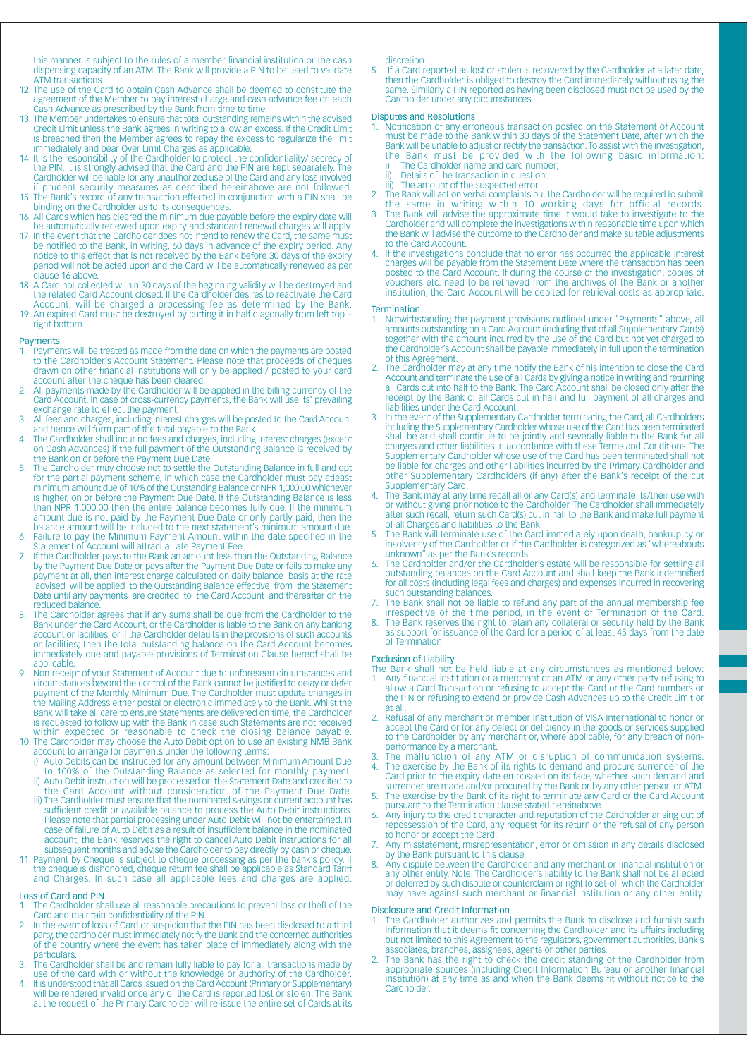this manner is subject to the rules of a member financial institution or the cash dispensing capacity of an ATM. The Bank will provide a PIN to be used to validate ATM transactions.

12. The use of the Card to obtain Cash Advance shall be deemed to constitute the agreement of the Member to pay interest charge and cash advance fee on each Cash Advance as prescribed by the Bank from time to time.
13. The Member undertakes to ensure that total outstanding remains within the advised Credit Limit unless the Bank agrees in writing to allow an excess. If the Credit Limit is breached then the Member agrees to repay the excess to regularize the limit immediately and bear Over Limit Charges as applicable.
14. It is the responsibility of the Cardholder to protect the confidentiality/ secrecy of the PIN. It is strongly advised that the Card and the PIN are kept separately. The Cardholder will be liable for any unauthorized use of the Card and any loss involved if prudent security measures as described hereinabove are not followed.
15. The Bank's record of any transaction effected in conjunction with a PIN shall be binding on the Cardholder as to its consequences.
16. All Cards which has cleared the minimum due payable before the expiry date will be automatically renewed upon expiry and standard renewal charges will apply.
17. In the event that the Cardholder does not intend to renew the Card, the same must be notified to the Bank, in writing, 60 days in advance of the expiry period. Any notice to this effect that is not received by the Bank before 30 days of the expiry period will not be acted upon and the Card will be automatically renewed as per clause 16 above.
18. A Card not collected within 30 days of the beginning validity will be destroyed and the related Card Account closed. If the Cardholder desires to reactivate the Card Account, will be charged a processing fee as determined by the Bank.
19. An expired Card must be destroyed by cutting it in half diagonally from left top – right bottom.

## Payments

1. Payments will be treated as made from the date on which the payments are posted to the Cardholder's Account Statement. Please note that proceeds of cheques drawn on other financial institutions will only be applied / posted to your card account after the cheque has been cleared.
2. All payments made by the Cardholder will be applied in the billing currency of the Card Account. In case of cross-currency payments, the Bank will use its' prevailing exchange rate to effect the payment.
3. All fees and charges, including interest charges will be posted to the Card Account and hence will form part of the total payable to the Bank.
4. The Cardholder shall incur no fees and charges, including interest charges (except on Cash Advances) if the full payment of the Outstanding Balance is received by the Bank on or before the Payment Due Date.
5. The Cardholder may choose not to settle the Outstanding Balance in full and opt for the partial payment scheme, in which case the Cardholder must pay atleast minimum amount due of 10% of the Outstanding Balance or NPR 1,000.00 whichever is higher, on or before the Payment Due Date. If the Outstanding Balance is less than NPR 1,000.00 then the entire balance becomes fully due. If the minimum amount due is not paid by the Payment Due Date or only partly paid, then the balance amount will be included to the next statement's minimum amount due.
6. Failure to pay the Minimum Payment Amount within the date specified in the Statement of Account will attract a Late Payment Fee.
7. If the Cardholder pays to the Bank an amount less than the Outstanding Balance by the Payment Due Date or pays after the Payment Due Date or fails to make any payment at all, then interest charge calculated on daily balance basis at the rate advised will be applied to the Outstanding Balance effective from the Statement Date until any payments are credited to the Card Account and thereafter on the reduced balance.
8. The Cardholder agrees that if any sums shall be due from the Cardholder to the Bank under the Card Account, or the Cardholder is liable to the Bank on any banking account or facilities, or if the Cardholder defaults in the provisions of such accounts or facilities; then the total outstanding balance on the Card Account becomes immediately due and payable provisions of Termination Clause hereof shall be applicable.
9. Non receipt of your Statement of Account due to unforeseen circumstances and circumstances beyond the control of the Bank cannot be justified to delay or defer payment of the Monthly Minimum Due. The Cardholder must update changes in the Mailing Address either postal or electronic immediately to the Bank. Whilst the Bank will take all care to ensure that Statements are delivered on time, the Cardholder is requested to follow up with the Bank in case such Statements are not received within expected or reasonable to check the closing balance payable.
10. The Cardholder may choose the Auto Debit option to use an existing NMB Bank account to arrange for payments under the following terms:
    i) Auto Debits can be instructed for any amount between Minimum Amount Due to 100% of the Outstanding Balance as selected for monthly payment.
    ii) Auto Debit instruction will be processed on the Statement Date and credited to the Card Account without consideration of the Payment Due Date.
    iii) The Cardholder must ensure that the nominated savings or current account has sufficient credit or available balance to process the Auto Debit instructions. Please note that partial processing under Auto Debit will not be entertained. In case of failure of Auto Debit as a result of insufficient balance in the nominated account, the Bank reserves the right to cancel Auto Debit instructions for all subsequent months and advise the Cardholder to pay directly by cash or cheque.
11. Payment by Cheque is subject to cheque processing as per the bank's policy. If the cheque is dishonored, cheque return fee shall be applicable as Standard Tariff and Charges. In such case all applicable fees and charges are applied.

## Loss of Card and PIN

1. The Cardholder shall use all reasonable precautions to prevent loss or theft of the Card and maintain confidentiality of the PIN.
2. In the event of loss of Card or suspicion that the PIN has been disclosed to a third party, the cardholder must immediately notify the Bank and the concerned authorities of the country where the event has taken place of immediately along with the particulars.
3. The Cardholder shall be and remain fully liable to pay for all transactions made by use of the card with or without the knowledge or authority of the Cardholder.
4. It is understood that all Cards issued on the Card Account (Primary or Supplementary) will be rendered invalid once any of the Card is reported lost or stolen. The Bank at the request of the Primary Cardholder will re-issue the entire set of Cards at its discretion.
5. If a Card reported as lost or stolen is recovered by the Cardholder at a later date, then the Cardholder is obliged to destroy the Card immediately without using the same. Similarly a PIN reported as having been disclosed must not be used by the Cardholder under any circumstances.

## Disputes and Resolutions

1. Notification of any erroneous transaction posted on the Statement of Account must be made to the Bank within 30 days of the Statement Date, after which the Bank will be unable to adjust or rectify the transaction. To assist with the investigation, the Bank must be provided with the following basic information:
    i) The Cardholder name and card number;
    ii) Details of the transaction in question;
    iii) The amount of the suspected error.
2. The Bank will act on verbal complaints but the Cardholder will be required to submit the same in writing within 10 working days for official records.
3. The Bank will advise the approximate time it would take to investigate to the Cardholder and will complete the investigations within reasonable time upon which the Bank will advise the outcome to the Cardholder and make suitable adjustments to the Card Account.
4. If the investigations conclude that no error has occurred the applicable interest charges will be payable from the Statement Date where the transaction has been posted to the Card Account. If during the course of the investigation, copies of vouchers etc. need to be retrieved from the archives of the Bank or another institution, the Card Account will be debited for retrieval costs as appropriate.

## Termination

1. Notwithstanding the payment provisions outlined under "Payments" above, all amounts outstanding on a Card Account (including that of all Supplementary Cards) together with the amount incurred by the use of the Card but not yet charged to the Cardholder's Account shall be payable immediately in full upon the termination of this Agreement.
2. The Cardholder may at any time notify the Bank of his intention to close the Card Account and terminate the use of all Cards by giving a notice in writing and returning all Cards cut into half to the Bank. The Card Account shall be closed only after the receipt by the Bank of all Cards cut in half and full payment of all charges and liabilities under the Card Account.
3. In the event of the Supplementary Cardholder terminating the Card, all Cardholders including the Supplementary Cardholder whose use of the Card has been terminated shall be and shall continue to be jointly and severally liable to the Bank for all charges and other liabilities in accordance with these Terms and Conditions. The Supplementary Cardholder whose use of the Card has been terminated shall not be liable for charges and other liabilities incurred by the Primary Cardholder and other Supplementary Cardholders (if any) after the Bank's receipt of the cut Supplementary Card.
4. The Bank may at any time recall all or any Card(s) and terminate its/their use with or without giving prior notice to the Cardholder. The Cardholder shall immediately after such recall, return such Card(s) cut in half to the Bank and make full payment of all Charges and liabilities to the Bank.
5. The Bank will terminate use of the Card immediately upon death, bankruptcy or insolvency of the Cardholder or if the Cardholder is categorized as "whereabouts unknown" as per the Bank's records.
6. The Cardholder and/or the Cardholder's estate will be responsible for settling all outstanding balances on the Card Account and shall keep the Bank indemnified for all costs (including legal fees and charges) and expenses incurred in recovering such outstanding balances.
7. The Bank shall not be liable to refund any part of the annual membership fee irrespective of the time period, in the event of Termination of the Card.
8. The Bank reserves the right to retain any collateral or security held by the Bank as support for issuance of the Card for a period of at least 45 days from the date of Termination.

## Exclusion of Liability

The Bank shall not be held liable at any circumstances as mentioned below:

1. Any financial institution or a merchant or an ATM or any other party refusing to allow a Card Transaction or refusing to accept the Card or the Card numbers or the PIN or refusing to extend or provide Cash Advances up to the Credit Limit or at all.
2. Refusal of any merchant or member institution of VISA International to honor or accept the Card or for any defect or deficiency in the goods or services supplied to the Cardholder by any merchant or, where applicable, for any breach of non-performance by a merchant.
3. The malfunction of any ATM or disruption of communication systems.
4. The exercise by the Bank of its rights to demand and procure surrender of the Card prior to the expiry date embossed on its face, whether such demand and surrender are made and/or procured by the Bank or by any other person or ATM.
5. The exercise by the Bank of its right to terminate any Card or the Card Account pursuant to the Termination clause stated hereinabove.
6. Any injury to the credit character and reputation of the Cardholder arising out of repossession of the Card, any request for its return or the refusal of any person to honor or accept the Card.
7. Any misstatement, misrepresentation, error or omission in any details disclosed by the Bank pursuant to this clause.
8. Any dispute between the Cardholder and any merchant or financial institution or any other entity. Note: The Cardholder's liability to the Bank shall not be affected or deferred by such dispute or counterclaim or right to set-off which the Cardholder may have against such merchant or financial institution or any other entity.

## Disclosure and Credit Information

1. The Cardholder authorizes and permits the Bank to disclose and furnish such information that it deems fit concerning the Cardholder and its affairs including but not limited to this Agreement to the regulators, government authorities, Bank's associates, branches, assignees, agents or other parties.
2. The Bank has the right to check the credit standing of the Cardholder from appropriate sources (including Credit Information Bureau or another financial institution) at any time as and when the Bank deems fit without notice to the Cardholder.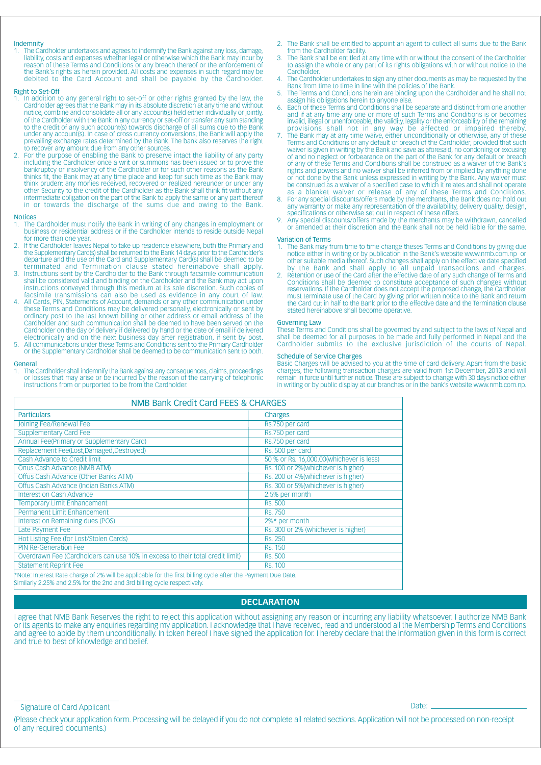## Indemnity

1. The Cardholder undertakes and agrees to indemnify the Bank against any loss, damage, liability, costs and expenses whether legal or otherwise which the Bank may incur by reason of these Terms and Conditions or any breach thereof or the enforcement of the Bank's rights as herein provided. All costs and expenses in such regard may be debited to the Card Account and shall be payable by the Cardholder.

## Right to Set-Off

1. In addition to any general right to set-off or other rights granted by the law, the Cardholder agrees that the Bank may in its absolute discretion at any time and without notice, combine and consolidate all or any account(s) held either individually or jointly, of the Cardholder with the Bank in any currency or set-off or transfer any sum standing to the credit of any such account(s) towards discharge of all sums due to the Bank under any account(s). In case of cross currency conversions, the Bank will apply the prevailing exchange rates determined by the Bank. The bank also reserves the right to recover any amount due from any other sources.
2. For the purpose of enabling the Bank to preserve intact the liability of any party including the Cardholder once a writ or summons has been issued or to prove the bankruptcy or insolvency of the Cardholder or for such other reasons as the Bank thinks fit, the Bank may at any time place and keep for such time as the Bank may think prudent any monies received, recovered or realized hereunder or under any other Security to the credit of the Cardholder as the Bank shall think fit without any intermediate obligation on the part of the Bank to apply the same or any part thereof in or towards the discharge of the sums due and owing to the Bank.

## Notices

1. The Cardholder must notify the Bank in writing of any changes in employment or business or residential address or if the Cardholder intends to reside outside Nepal for more than one year.
2. If the Cardholder leaves Nepal to take up residence elsewhere, both the Primary and the Supplementary Card(s) shall be returned to the Bank 14 days prior to the Cardholder's departure and the use of the Card and Supplementary Card(s) shall be deemed to be terminated and Termination clause stated hereinabove shall apply.
3. Instructions sent by the Cardholder to the Bank through facsimile communication shall be considered valid and binding on the Cardholder and the Bank may act upon instructions conveyed through this medium at its sole discretion. Such copies of facsimile transmissions can also be used as evidence in any court of law.
4. All Cards, PIN, Statements of Account, demands or any other communication under these Terms and Conditions may be delivered personally, electronically or sent by ordinary post to the last known billing or other address or email address of the Cardholder and such communication shall be deemed to have been served on the Cardholder on the day of delivery if delivered by hand or the date of email if delivered electronically and on the next business day after registration, if sent by post.
5. All communications under these Terms and Conditions sent to the Primary Cardholder or the Supplementary Cardholder shall be deemed to be communication sent to both.

## General

1. The Cardholder shall indemnify the Bank against any consequences, claims, proceedings or losses that may arise or be incurred by the reason of the carrying of telephonic instructions from or purported to be from the Cardholder.
2. The Bank shall be entitled to appoint an agent to collect all sums due to the Bank from the Cardholder facility.
3. The Bank shall be entitled at any time with or without the consent of the Cardholder to assign the whole or any part of its rights obligations with or without notice to the Cardholder.
4. The Cardholder undertakes to sign any other documents as may be requested by the Bank from time to time in line with the policies of the Bank.
5. The Terms and Conditions herein are binding upon the Cardholder and he shall not assign his obligations herein to anyone else.
6. Each of these Terms and Conditions shall be separate and distinct from one another and if at any time any one or more of such Terms and Conditions is or becomes invalid, illegal or unenforceable, the validity, legality or the enforceability of the remaining provisions shall not in any way be affected or impaired thereby.
7. The Bank may at any time waive, either unconditionally or otherwise, any of these Terms and Conditions or any default or breach of the Cardholder, provided that such waiver is given in writing by the Bank and save as aforesaid, no condoning or excusing of and no neglect or forbearance on the part of the Bank for any default or breach of any of these Terms and Conditions shall be construed as a waiver of the Bank's rights and powers and no waiver shall be inferred from or implied by anything done or not done by the Bank unless expressed in writing by the Bank. Any waiver must be construed as a waiver of a specified case to which it relates and shall not operate as a blanket waiver or release of any of these Terms and Conditions.
8. For any special discounts/offers made by the merchants, the Bank does not hold out any warranty or make any representation of the availability, delivery quality, design, specifications or otherwise set out in respect of these offers.
9. Any special discounts/offers made by the merchants may be withdrawn, cancelled or amended at their discretion and the Bank shall not be held liable for the same.

## Variation of Terms

1. The Bank may from time to time change theses Terms and Conditions by giving due notice either in writing or by publication in the Bank's website www.nmb.com.np or other suitable media thereof. Such changes shall apply on the effective date specified by the Bank and shall apply to all unpaid transactions and charges.
2. Retention or use of the Card after the effective date of any such change of Terms and Conditions shall be deemed to constitute acceptance of such changes without reservations. If the Cardholder does not accept the proposed change, the Cardholder must terminate use of the Card by giving prior written notice to the Bank and return the Card cut in half to the Bank prior to the effective date and the Termination clause stated hereinabove shall become operative.

## Governing Law

These Terms and Conditions shall be governed by and subject to the laws of Nepal and shall be deemed for all purposes to be made and fully performed in Nepal and the Cardholder submits to the exclusive jurisdiction of the courts of Nepal.

## Schedule of Service Charges

Basic Charges will be advised to you at the time of card delivery. Apart from the basic charges, the following transaction charges are valid from 1st December, 2013 and will remain in force until further notice. These are subject to change with 30 days notice either in writing or by public display at our branches or in the bank's website www.nmb.com.np.

### NMB Bank Credit Card FEES & CHARGES

| Particulars | Charges |
|---|---|
| Joining Fee/Renewal Fee | Rs.750 per card |
| Supplementary Card Fee | Rs.750 per card |
| Annual Fee(Primary or Supplementary Card) | Rs.750 per card |
| Replacement Fee(Lost,Damaged,Destroyed) | Rs. 500 per card |
| Cash Advance to Credit limit | 50 % or Rs. 16,000.00(whichever is less) |
| Onus Cash Advance (NMB ATM) | Rs. 100 or 2%(whichever is higher) |
| Offus Cash Advance (Other Banks ATM) | Rs. 200 or 4%(whichever is higher) |
| Offus Cash Advance (Indian Banks ATM) | Rs. 300 or 5%(whichever is higher) |
| Interest on Cash Advance | 2.5% per month |
| Temporary Limit Enhancement | Rs. 500 |
| Permanent Limit Enhancement | Rs. 750 |
| Interest on Remaining dues (POS) | 2%* per month |
| Late Payment Fee | Rs. 300 or 2% (whichever is higher) |
| Hot Listing Fee (for Lost/Stolen Cards) | Rs. 250 |
| PIN Re-Generation Fee | Rs. 150 |
| Overdrawn Fee (Cardholders can use 10% in excess to their total credit limit) | Rs. 500 |
| Statement Reprint Fee | Rs. 100 |

*Note: Interest Rate charge of 2% will be applicable for the first billing cycle after the Payment Due Date. Similarly 2.25% and 2.5% for the 2nd and 3rd billing cycle respectively.

## DECLARATION

I agree that NMB Bank Reserves the right to reject this application without assigning any reason or incurring any liability whatsoever. I authorize NMB Bank or its agents to make any enquiries regarding my application. I acknowledge that I have received, read and understood all the Membership Terms and Conditions and agree to abide by them unconditionally. In token hereof I have signed the application for. I hereby declare that the information given in this form is correct and true to best of knowledge and belief.

Signature of Card Applicant

Date: ____________________

(Please check your application form. Processing will be delayed if you do not complete all related sections. Application will not be processed on non-receipt of any required documents.)